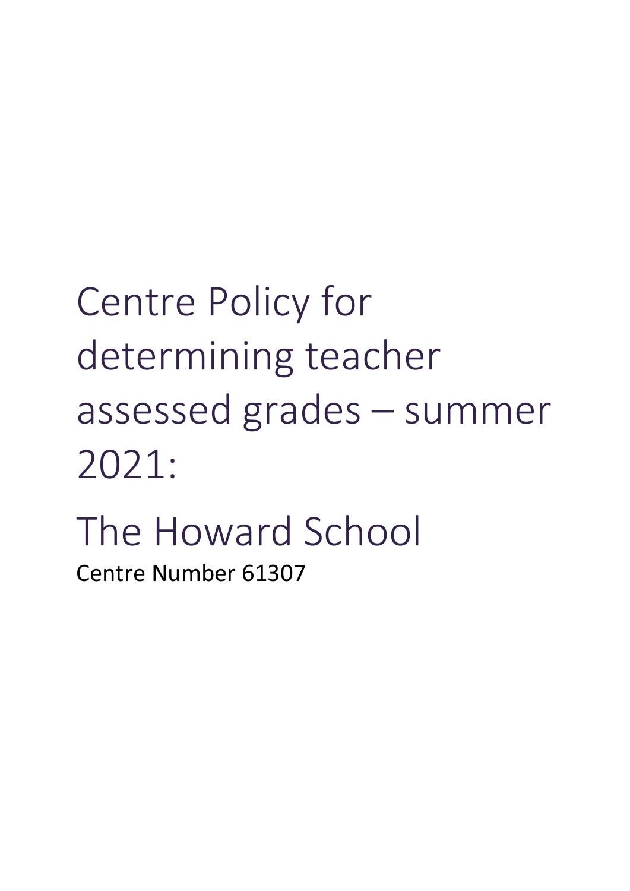# Centre Policy for determining teacher assessed grades – summer 2021:

# The Howard School

Centre Number 61307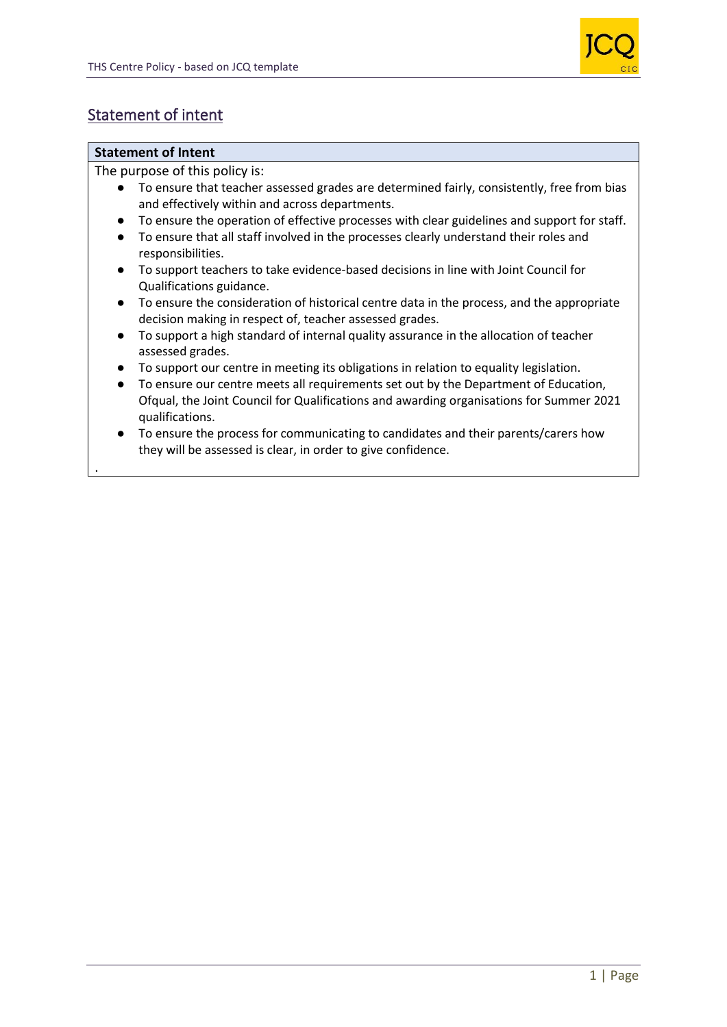## Statement of intent

| Statement of Intent |
| --- |
| The purpose of this policy is:<br>● To ensure that teacher assessed grades are determined fairly, consistently, free from bias and effectively within and across departments.<br>● To ensure the operation of effective processes with clear guidelines and support for staff.<br>● To ensure that all staff involved in the processes clearly understand their roles and responsibilities.<br>● To support teachers to take evidence-based decisions in line with Joint Council for Qualifications guidance.<br>● To ensure the consideration of historical centre data in the process, and the appropriate decision making in respect of, teacher assessed grades.<br>● To support a high standard of internal quality assurance in the allocation of teacher assessed grades.<br>● To support our centre in meeting its obligations in relation to equality legislation.<br>● To ensure our centre meets all requirements set out by the Department of Education, Ofqual, the Joint Council for Qualifications and awarding organisations for Summer 2021 qualifications.<br>● To ensure the process for communicating to candidates and their parents/carers how they will be assessed is clear, in order to give confidence.<br>. |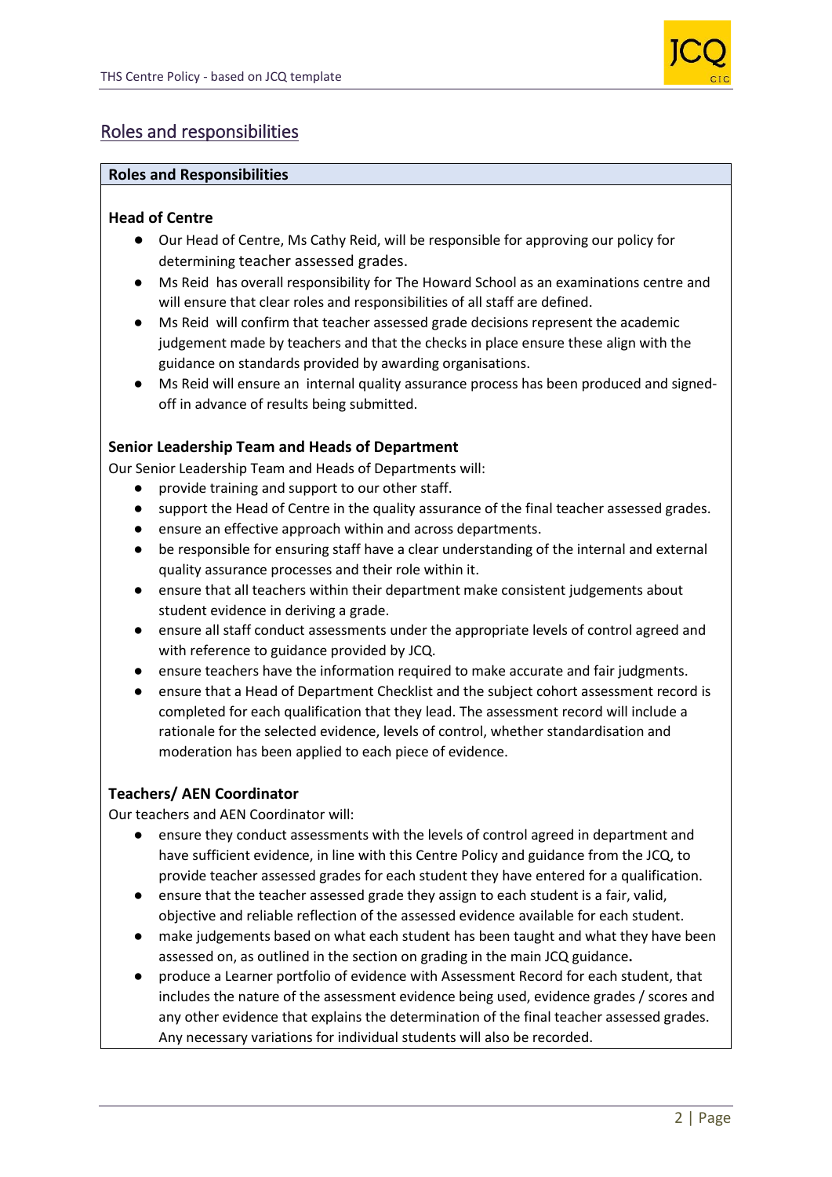## Roles and responsibilities

**Roles and Responsibilities**

**Head of Centre**

- Our Head of Centre, Ms Cathy Reid, will be responsible for approving our policy for determining teacher assessed grades.
- Ms Reid has overall responsibility for The Howard School as an examinations centre and will ensure that clear roles and responsibilities of all staff are defined.
- Ms Reid will confirm that teacher assessed grade decisions represent the academic judgement made by teachers and that the checks in place ensure these align with the guidance on standards provided by awarding organisations.
- Ms Reid will ensure an internal quality assurance process has been produced and signed-off in advance of results being submitted.

**Senior Leadership Team and Heads of Department**

Our Senior Leadership Team and Heads of Departments will:

- provide training and support to our other staff.
- support the Head of Centre in the quality assurance of the final teacher assessed grades.
- ensure an effective approach within and across departments.
- be responsible for ensuring staff have a clear understanding of the internal and external quality assurance processes and their role within it.
- ensure that all teachers within their department make consistent judgements about student evidence in deriving a grade.
- ensure all staff conduct assessments under the appropriate levels of control agreed and with reference to guidance provided by JCQ.
- ensure teachers have the information required to make accurate and fair judgments.
- ensure that a Head of Department Checklist and the subject cohort assessment record is completed for each qualification that they lead. The assessment record will include a rationale for the selected evidence, levels of control, whether standardisation and moderation has been applied to each piece of evidence.

**Teachers/ AEN Coordinator**

Our teachers and AEN Coordinator will:

- ensure they conduct assessments with the levels of control agreed in department and have sufficient evidence, in line with this Centre Policy and guidance from the JCQ, to provide teacher assessed grades for each student they have entered for a qualification.
- ensure that the teacher assessed grade they assign to each student is a fair, valid, objective and reliable reflection of the assessed evidence available for each student.
- make judgements based on what each student has been taught and what they have been assessed on, as outlined in the section on grading in the main JCQ guidance.
- produce a Learner portfolio of evidence with Assessment Record for each student, that includes the nature of the assessment evidence being used, evidence grades / scores and any other evidence that explains the determination of the final teacher assessed grades. Any necessary variations for individual students will also be recorded.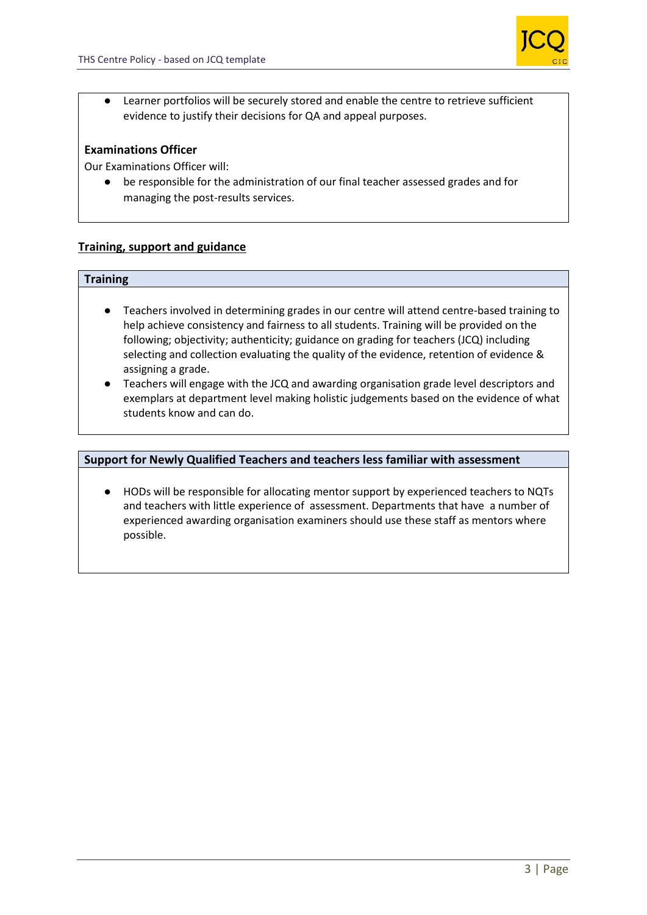- Learner portfolios will be securely stored and enable the centre to retrieve sufficient evidence to justify their decisions for QA and appeal purposes.

**Examinations Officer**

Our Examinations Officer will:

- be responsible for the administration of our final teacher assessed grades and for managing the post-results services.

## Training, support and guidance

### Training

- Teachers involved in determining grades in our centre will attend centre-based training to help achieve consistency and fairness to all students. Training will be provided on the following; objectivity; authenticity; guidance on grading for teachers (JCQ) including selecting and collection evaluating the quality of the evidence, retention of evidence & assigning a grade.
- Teachers will engage with the JCQ and awarding organisation grade level descriptors and exemplars at department level making holistic judgements based on the evidence of what students know and can do.

### Support for Newly Qualified Teachers and teachers less familiar with assessment

- HODs will be responsible for allocating mentor support by experienced teachers to NQTs and teachers with little experience of assessment. Departments that have a number of experienced awarding organisation examiners should use these staff as mentors where possible.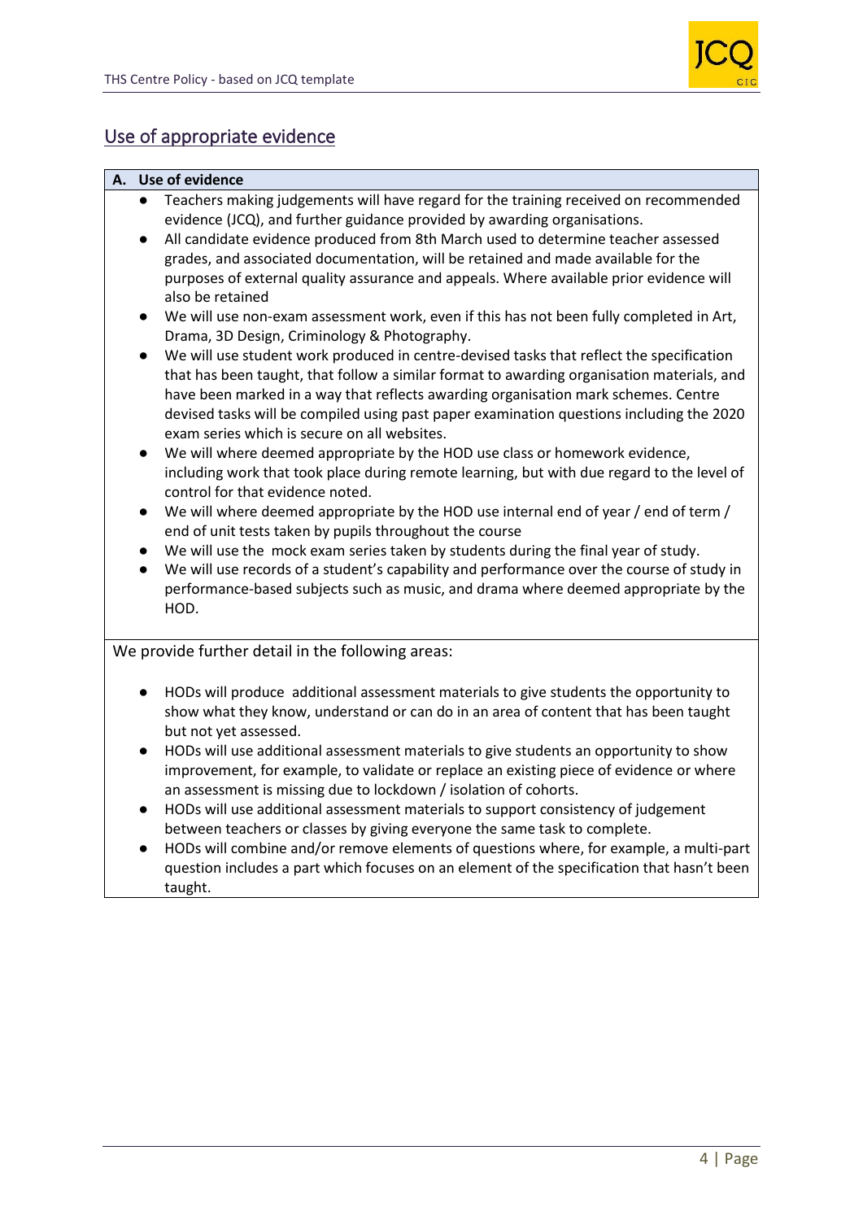## Use of appropriate evidence

### A. Use of evidence

- Teachers making judgements will have regard for the training received on recommended evidence (JCQ), and further guidance provided by awarding organisations.
- All candidate evidence produced from 8th March used to determine teacher assessed grades, and associated documentation, will be retained and made available for the purposes of external quality assurance and appeals. Where available prior evidence will also be retained
- We will use non-exam assessment work, even if this has not been fully completed in Art, Drama, 3D Design, Criminology & Photography.
- We will use student work produced in centre-devised tasks that reflect the specification that has been taught, that follow a similar format to awarding organisation materials, and have been marked in a way that reflects awarding organisation mark schemes. Centre devised tasks will be compiled using past paper examination questions including the 2020 exam series which is secure on all websites.
- We will where deemed appropriate by the HOD use class or homework evidence, including work that took place during remote learning, but with due regard to the level of control for that evidence noted.
- We will where deemed appropriate by the HOD use internal end of year / end of term / end of unit tests taken by pupils throughout the course
- We will use the mock exam series taken by students during the final year of study.
- We will use records of a student's capability and performance over the course of study in performance-based subjects such as music, and drama where deemed appropriate by the HOD.

We provide further detail in the following areas:

- HODs will produce additional assessment materials to give students the opportunity to show what they know, understand or can do in an area of content that has been taught but not yet assessed.
- HODs will use additional assessment materials to give students an opportunity to show improvement, for example, to validate or replace an existing piece of evidence or where an assessment is missing due to lockdown / isolation of cohorts.
- HODs will use additional assessment materials to support consistency of judgement between teachers or classes by giving everyone the same task to complete.
- HODs will combine and/or remove elements of questions where, for example, a multi-part question includes a part which focuses on an element of the specification that hasn't been taught.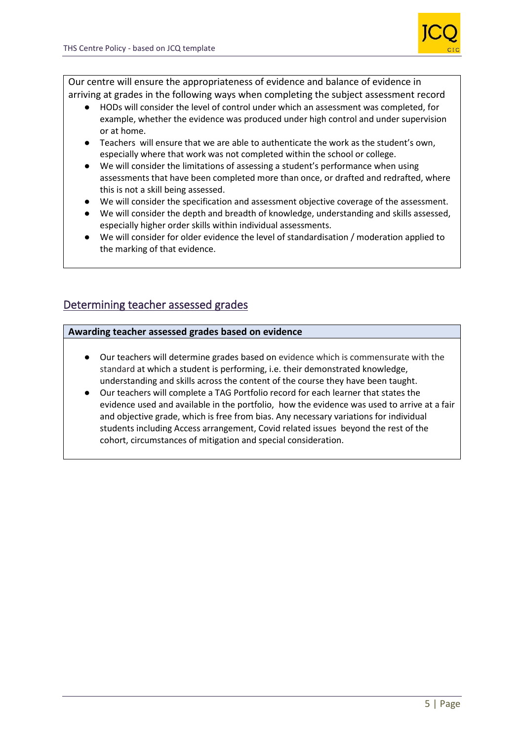Our centre will ensure the appropriateness of evidence and balance of evidence in arriving at grades in the following ways when completing the subject assessment record

- HODs will consider the level of control under which an assessment was completed, for example, whether the evidence was produced under high control and under supervision or at home.
- Teachers will ensure that we are able to authenticate the work as the student's own, especially where that work was not completed within the school or college.
- We will consider the limitations of assessing a student's performance when using assessments that have been completed more than once, or drafted and redrafted, where this is not a skill being assessed.
- We will consider the specification and assessment objective coverage of the assessment.
- We will consider the depth and breadth of knowledge, understanding and skills assessed, especially higher order skills within individual assessments.
- We will consider for older evidence the level of standardisation / moderation applied to the marking of that evidence.

## Determining teacher assessed grades

**Awarding teacher assessed grades based on evidence**

- Our teachers will determine grades based on evidence which is commensurate with the standard at which a student is performing, i.e. their demonstrated knowledge, understanding and skills across the content of the course they have been taught.
- Our teachers will complete a TAG Portfolio record for each learner that states the evidence used and available in the portfolio, how the evidence was used to arrive at a fair and objective grade, which is free from bias. Any necessary variations for individual students including Access arrangement, Covid related issues beyond the rest of the cohort, circumstances of mitigation and special consideration.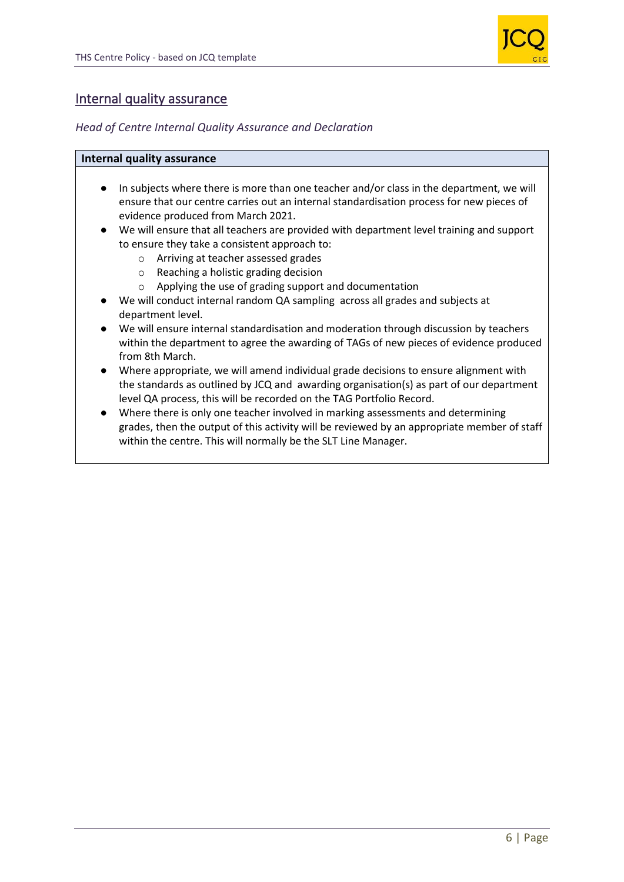## Internal quality assurance

*Head of Centre Internal Quality Assurance and Declaration*

**Internal quality assurance**

- In subjects where there is more than one teacher and/or class in the department, we will ensure that our centre carries out an internal standardisation process for new pieces of evidence produced from March 2021.
- We will ensure that all teachers are provided with department level training and support to ensure they take a consistent approach to:
  - Arriving at teacher assessed grades
  - Reaching a holistic grading decision
  - Applying the use of grading support and documentation
- We will conduct internal random QA sampling  across all grades and subjects at department level.
- We will ensure internal standardisation and moderation through discussion by teachers within the department to agree the awarding of TAGs of new pieces of evidence produced from 8th March.
- Where appropriate, we will amend individual grade decisions to ensure alignment with the standards as outlined by JCQ and  awarding organisation(s) as part of our department level QA process, this will be recorded on the TAG Portfolio Record.
- Where there is only one teacher involved in marking assessments and determining grades, then the output of this activity will be reviewed by an appropriate member of staff within the centre. This will normally be the SLT Line Manager.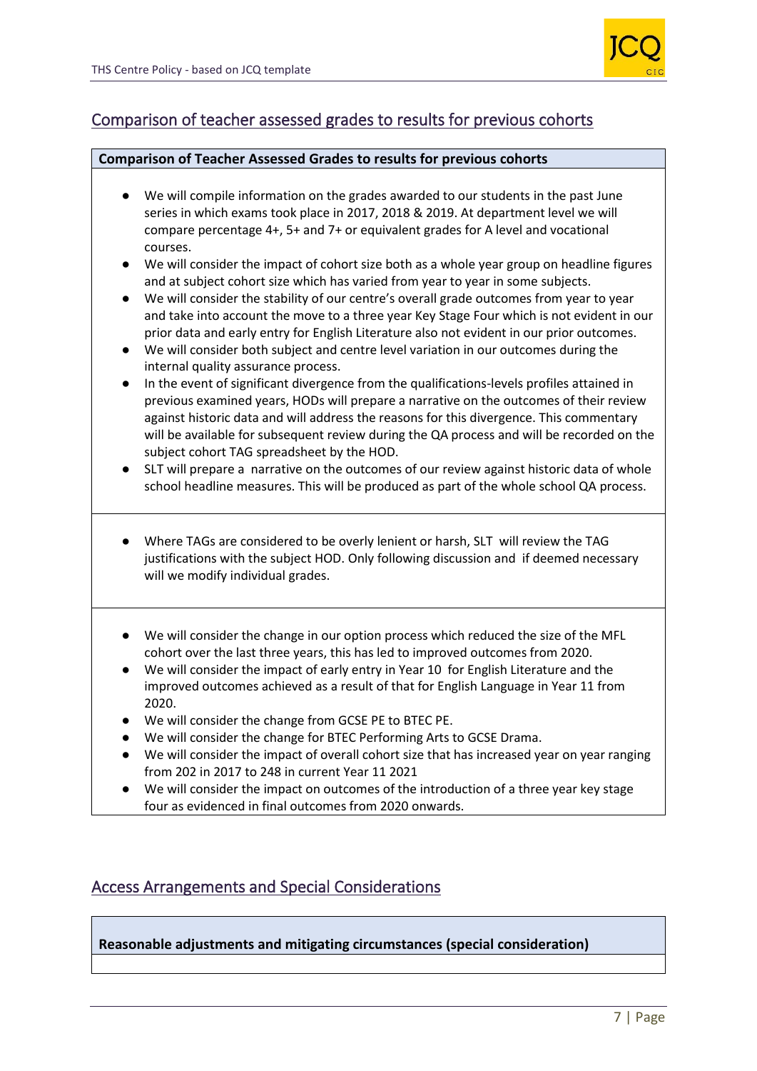## Comparison of teacher assessed grades to results for previous cohorts

**Comparison of Teacher Assessed Grades to results for previous cohorts**

- We will compile information on the grades awarded to our students in the past June series in which exams took place in 2017, 2018 & 2019. At department level we will compare percentage 4+, 5+ and 7+ or equivalent grades for A level and vocational courses.
- We will consider the impact of cohort size both as a whole year group on headline figures and at subject cohort size which has varied from year to year in some subjects.
- We will consider the stability of our centre's overall grade outcomes from year to year and take into account the move to a three year Key Stage Four which is not evident in our prior data and early entry for English Literature also not evident in our prior outcomes.
- We will consider both subject and centre level variation in our outcomes during the internal quality assurance process.
- In the event of significant divergence from the qualifications-levels profiles attained in previous examined years, HODs will prepare a narrative on the outcomes of their review against historic data and will address the reasons for this divergence. This commentary will be available for subsequent review during the QA process and will be recorded on the subject cohort TAG spreadsheet by the HOD.
- SLT will prepare a narrative on the outcomes of our review against historic data of whole school headline measures. This will be produced as part of the whole school QA process.

- Where TAGs are considered to be overly lenient or harsh, SLT will review the TAG justifications with the subject HOD. Only following discussion and if deemed necessary will we modify individual grades.

- We will consider the change in our option process which reduced the size of the MFL cohort over the last three years, this has led to improved outcomes from 2020.
- We will consider the impact of early entry in Year 10 for English Literature and the improved outcomes achieved as a result of that for English Language in Year 11 from 2020.
- We will consider the change from GCSE PE to BTEC PE.
- We will consider the change for BTEC Performing Arts to GCSE Drama.
- We will consider the impact of overall cohort size that has increased year on year ranging from 202 in 2017 to 248 in current Year 11 2021
- We will consider the impact on outcomes of the introduction of a three year key stage four as evidenced in final outcomes from 2020 onwards.

## Access Arrangements and Special Considerations

**Reasonable adjustments and mitigating circumstances (special consideration)**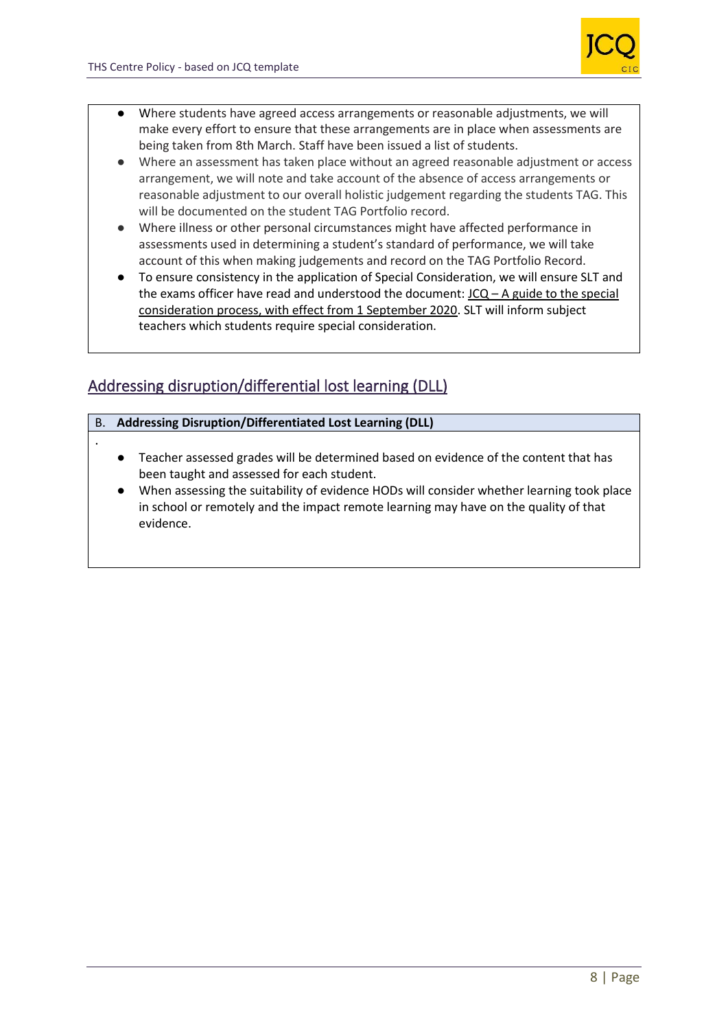- Where students have agreed access arrangements or reasonable adjustments, we will make every effort to ensure that these arrangements are in place when assessments are being taken from 8th March. Staff have been issued a list of students.
- Where an assessment has taken place without an agreed reasonable adjustment or access arrangement, we will note and take account of the absence of access arrangements or reasonable adjustment to our overall holistic judgement regarding the students TAG. This will be documented on the student TAG Portfolio record.
- Where illness or other personal circumstances might have affected performance in assessments used in determining a student's standard of performance, we will take account of this when making judgements and record on the TAG Portfolio Record.
- To ensure consistency in the application of Special Consideration, we will ensure SLT and the exams officer have read and understood the document: JCQ – A guide to the special consideration process, with effect from 1 September 2020. SLT will inform subject teachers which students require special consideration.

## Addressing disruption/differential lost learning (DLL)

**B. Addressing Disruption/Differentiated Lost Learning (DLL)**

.

- Teacher assessed grades will be determined based on evidence of the content that has been taught and assessed for each student.
- When assessing the suitability of evidence HODs will consider whether learning took place in school or remotely and the impact remote learning may have on the quality of that evidence.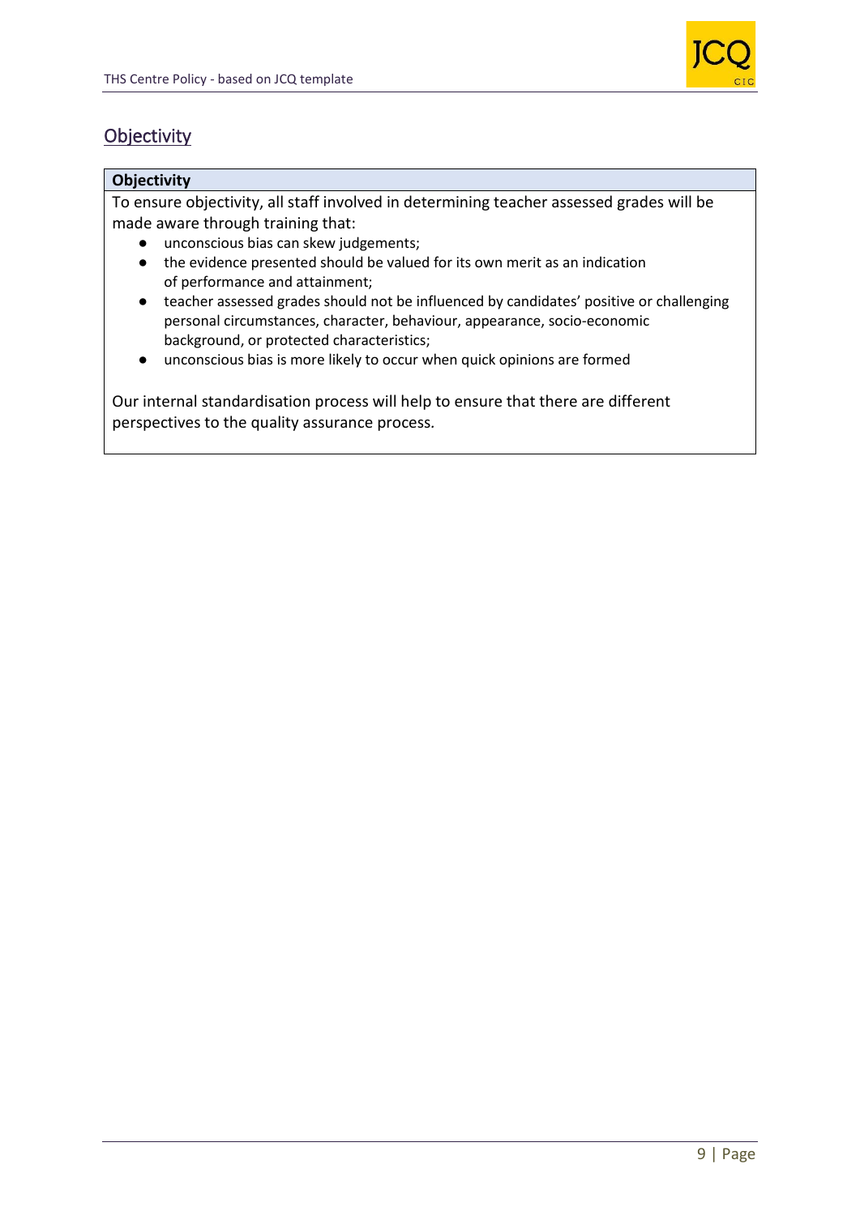## Objectivity

| Objectivity |
| --- |
| To ensure objectivity, all staff involved in determining teacher assessed grades will be made aware through training that:<br>● unconscious bias can skew judgements;<br>● the evidence presented should be valued for its own merit as an indication of performance and attainment;<br>● teacher assessed grades should not be influenced by candidates' positive or challenging personal circumstances, character, behaviour, appearance, socio-economic background, or protected characteristics;<br>● unconscious bias is more likely to occur when quick opinions are formed<br><br>Our internal standardisation process will help to ensure that there are different perspectives to the quality assurance process. |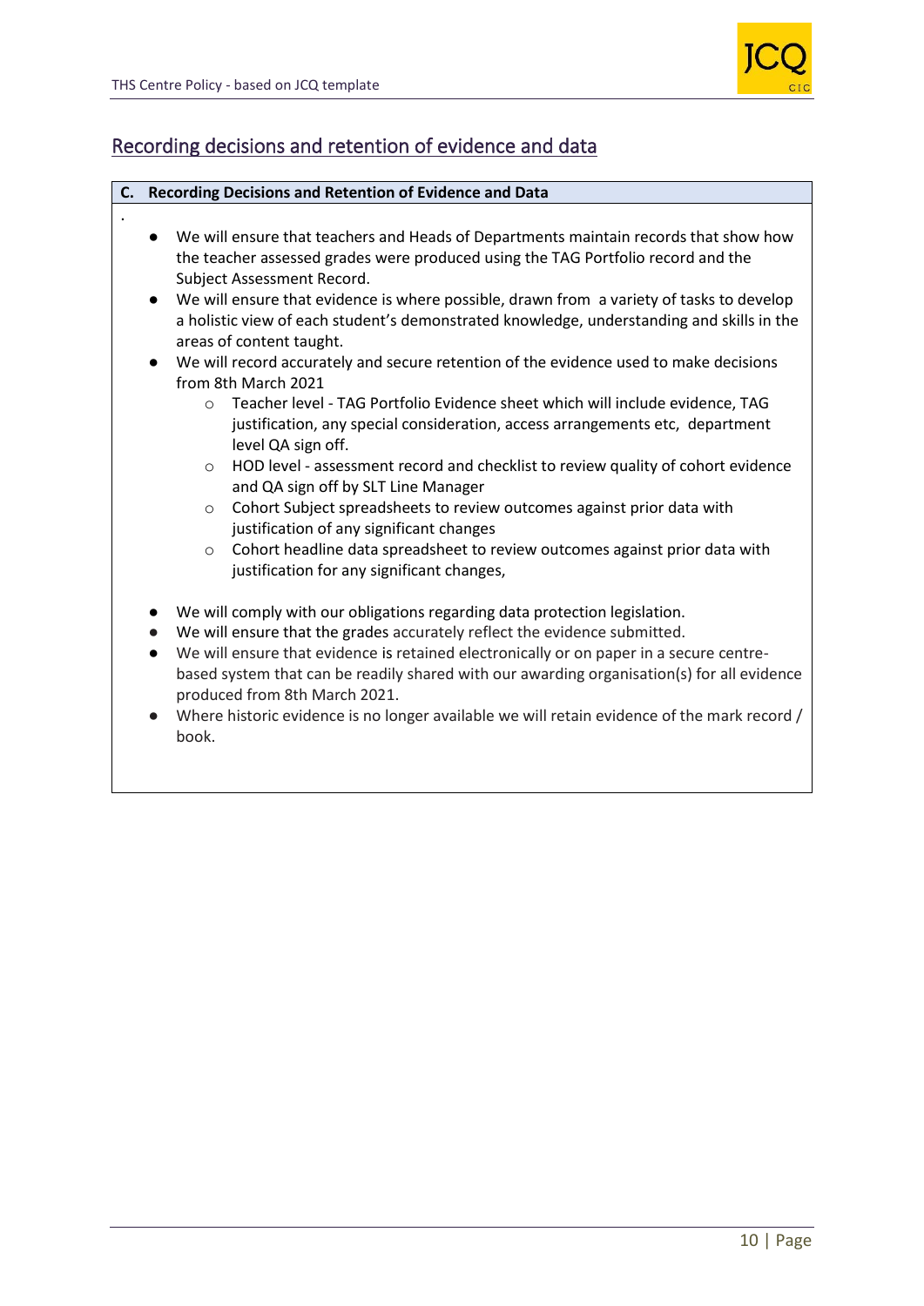## Recording decisions and retention of evidence and data

**C. Recording Decisions and Retention of Evidence and Data**

.

- We will ensure that teachers and Heads of Departments maintain records that show how the teacher assessed grades were produced using the TAG Portfolio record and the Subject Assessment Record.
- We will ensure that evidence is where possible, drawn from a variety of tasks to develop a holistic view of each student's demonstrated knowledge, understanding and skills in the areas of content taught.
- We will record accurately and secure retention of the evidence used to make decisions from 8th March 2021
    - Teacher level - TAG Portfolio Evidence sheet which will include evidence, TAG justification, any special consideration, access arrangements etc, department level QA sign off.
    - HOD level - assessment record and checklist to review quality of cohort evidence and QA sign off by SLT Line Manager
    - Cohort Subject spreadsheets to review outcomes against prior data with justification of any significant changes
    - Cohort headline data spreadsheet to review outcomes against prior data with justification for any significant changes,
- We will comply with our obligations regarding data protection legislation.
- We will ensure that the grades accurately reflect the evidence submitted.
- We will ensure that evidence is retained electronically or on paper in a secure centre-based system that can be readily shared with our awarding organisation(s) for all evidence produced from 8th March 2021.
- Where historic evidence is no longer available we will retain evidence of the mark record / book.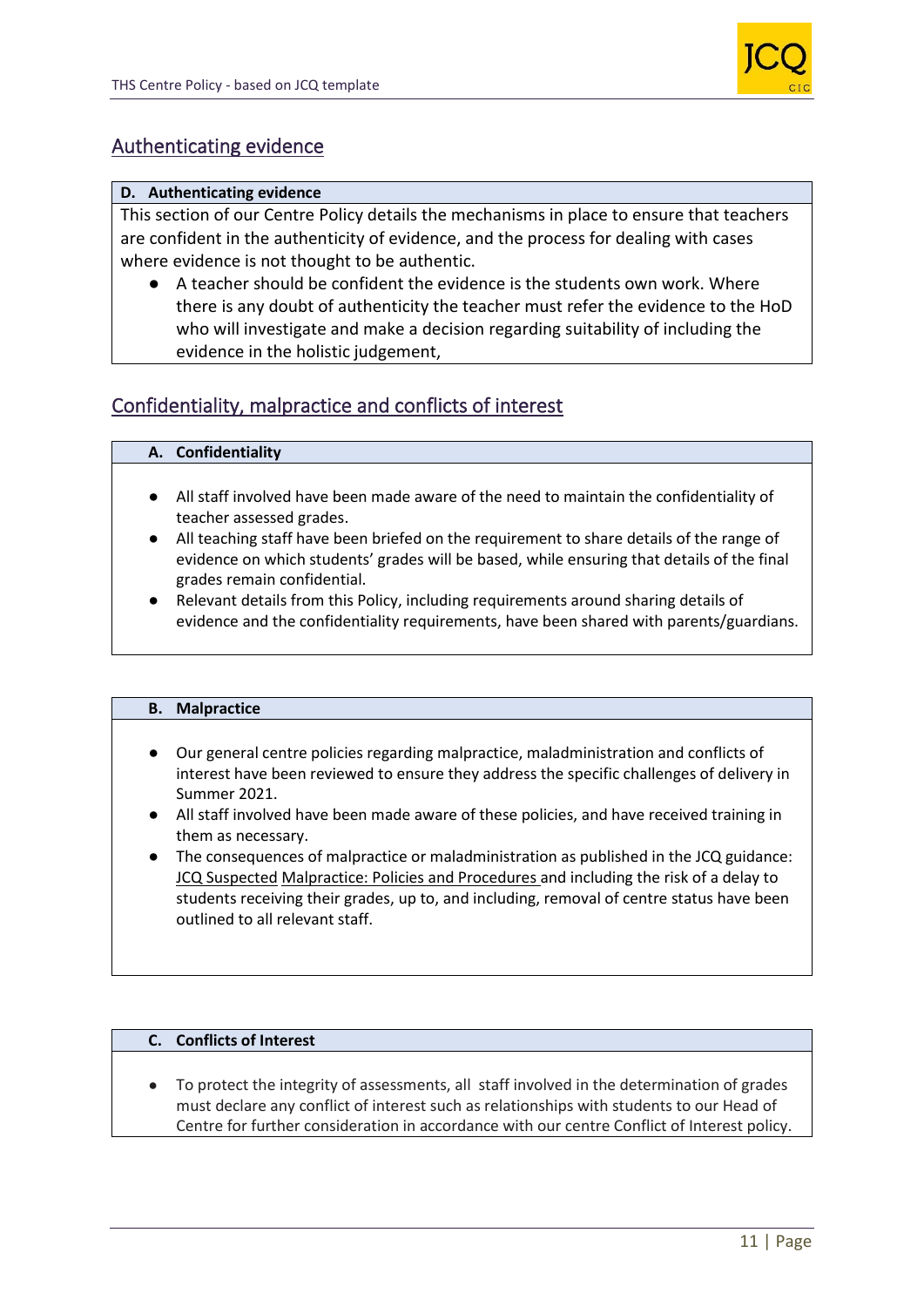## Authenticating evidence

**D. Authenticating evidence**

This section of our Centre Policy details the mechanisms in place to ensure that teachers are confident in the authenticity of evidence, and the process for dealing with cases where evidence is not thought to be authentic.

- A teacher should be confident the evidence is the students own work. Where there is any doubt of authenticity the teacher must refer the evidence to the HoD who will investigate and make a decision regarding suitability of including the evidence in the holistic judgement,

## Confidentiality, malpractice and conflicts of interest

**A. Confidentiality**

- All staff involved have been made aware of the need to maintain the confidentiality of teacher assessed grades.
- All teaching staff have been briefed on the requirement to share details of the range of evidence on which students' grades will be based, while ensuring that details of the final grades remain confidential.
- Relevant details from this Policy, including requirements around sharing details of evidence and the confidentiality requirements, have been shared with parents/guardians.

**B. Malpractice**

- Our general centre policies regarding malpractice, maladministration and conflicts of interest have been reviewed to ensure they address the specific challenges of delivery in Summer 2021.
- All staff involved have been made aware of these policies, and have received training in them as necessary.
- The consequences of malpractice or maladministration as published in the JCQ guidance: JCQ Suspected Malpractice: Policies and Procedures and including the risk of a delay to students receiving their grades, up to, and including, removal of centre status have been outlined to all relevant staff.

**C. Conflicts of Interest**

- To protect the integrity of assessments, all staff involved in the determination of grades must declare any conflict of interest such as relationships with students to our Head of Centre for further consideration in accordance with our centre Conflict of Interest policy.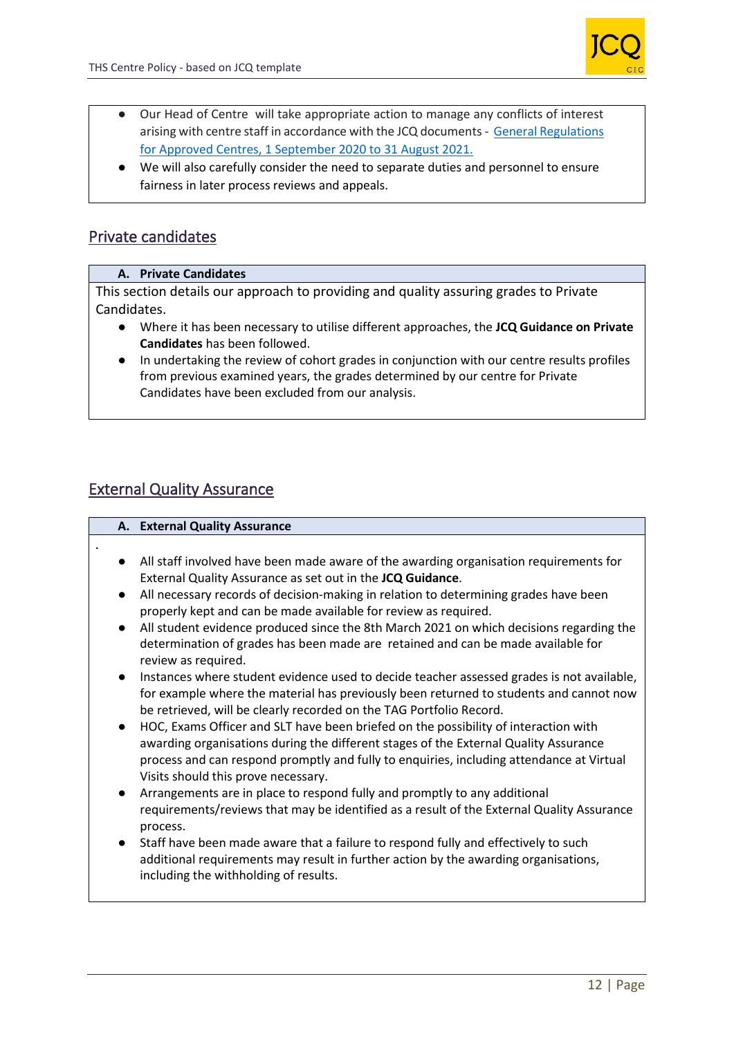- Our Head of Centre will take appropriate action to manage any conflicts of interest arising with centre staff in accordance with the JCQ documents - [General Regulations for Approved Centres, 1 September 2020 to 31 August 2021.]
- We will also carefully consider the need to separate duties and personnel to ensure fairness in later process reviews and appeals.

## Private candidates

**A. Private Candidates**

This section details our approach to providing and quality assuring grades to Private Candidates.

- Where it has been necessary to utilise different approaches, the **JCQ Guidance on Private Candidates** has been followed.
- In undertaking the review of cohort grades in conjunction with our centre results profiles from previous examined years, the grades determined by our centre for Private Candidates have been excluded from our analysis.

## External Quality Assurance

**A. External Quality Assurance**

.

- All staff involved have been made aware of the awarding organisation requirements for External Quality Assurance as set out in the **JCQ Guidance**.
- All necessary records of decision-making in relation to determining grades have been properly kept and can be made available for review as required.
- All student evidence produced since the 8th March 2021 on which decisions regarding the determination of grades has been made are retained and can be made available for review as required.
- Instances where student evidence used to decide teacher assessed grades is not available, for example where the material has previously been returned to students and cannot now be retrieved, will be clearly recorded on the TAG Portfolio Record.
- HOC, Exams Officer and SLT have been briefed on the possibility of interaction with awarding organisations during the different stages of the External Quality Assurance process and can respond promptly and fully to enquiries, including attendance at Virtual Visits should this prove necessary.
- Arrangements are in place to respond fully and promptly to any additional requirements/reviews that may be identified as a result of the External Quality Assurance process.
- Staff have been made aware that a failure to respond fully and effectively to such additional requirements may result in further action by the awarding organisations, including the withholding of results.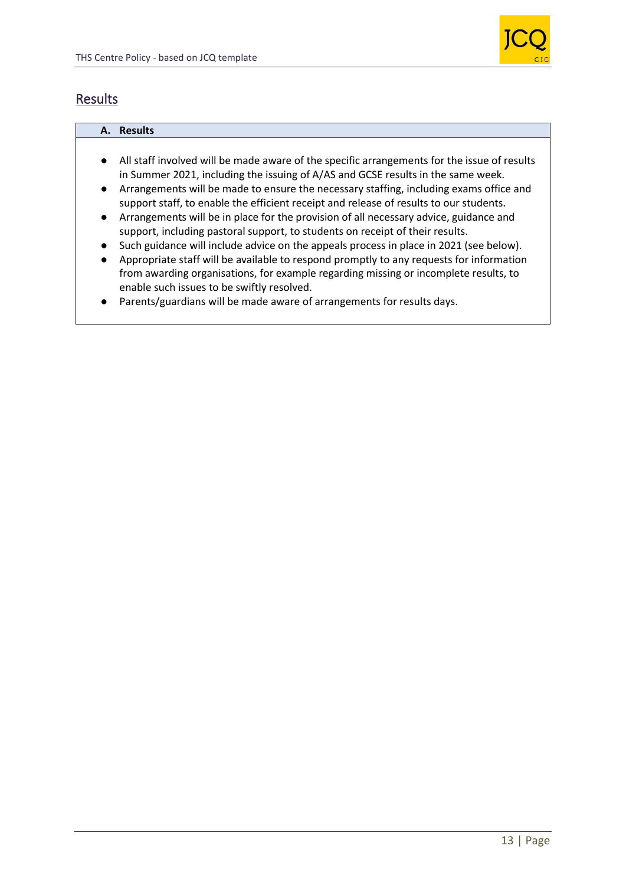## Results

### A. Results

- All staff involved will be made aware of the specific arrangements for the issue of results in Summer 2021, including the issuing of A/AS and GCSE results in the same week.
- Arrangements will be made to ensure the necessary staffing, including exams office and support staff, to enable the efficient receipt and release of results to our students.
- Arrangements will be in place for the provision of all necessary advice, guidance and support, including pastoral support, to students on receipt of their results.
- Such guidance will include advice on the appeals process in place in 2021 (see below).
- Appropriate staff will be available to respond promptly to any requests for information from awarding organisations, for example regarding missing or incomplete results, to enable such issues to be swiftly resolved.
- Parents/guardians will be made aware of arrangements for results days.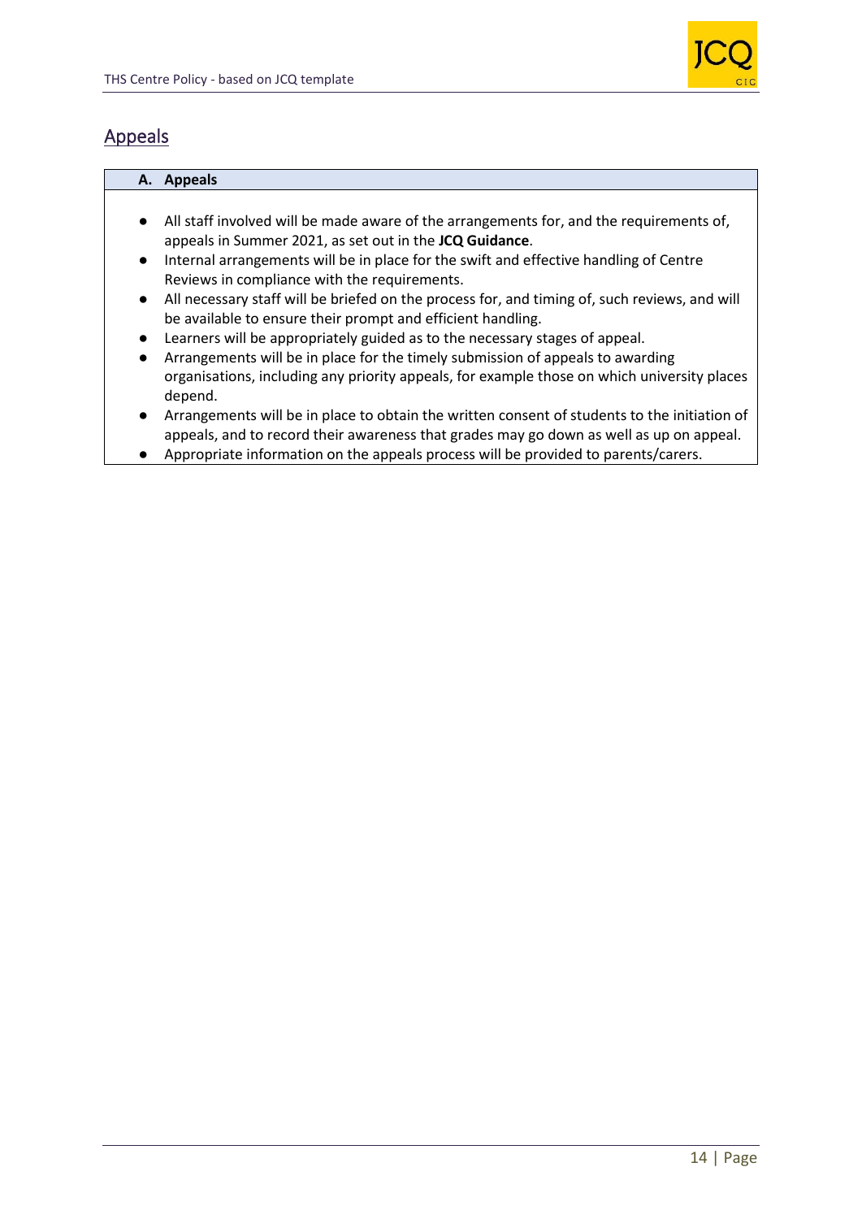## Appeals

**A. Appeals**

- All staff involved will be made aware of the arrangements for, and the requirements of, appeals in Summer 2021, as set out in the **JCQ Guidance**.
- Internal arrangements will be in place for the swift and effective handling of Centre Reviews in compliance with the requirements.
- All necessary staff will be briefed on the process for, and timing of, such reviews, and will be available to ensure their prompt and efficient handling.
- Learners will be appropriately guided as to the necessary stages of appeal.
- Arrangements will be in place for the timely submission of appeals to awarding organisations, including any priority appeals, for example those on which university places depend.
- Arrangements will be in place to obtain the written consent of students to the initiation of appeals, and to record their awareness that grades may go down as well as up on appeal.
- Appropriate information on the appeals process will be provided to parents/carers.